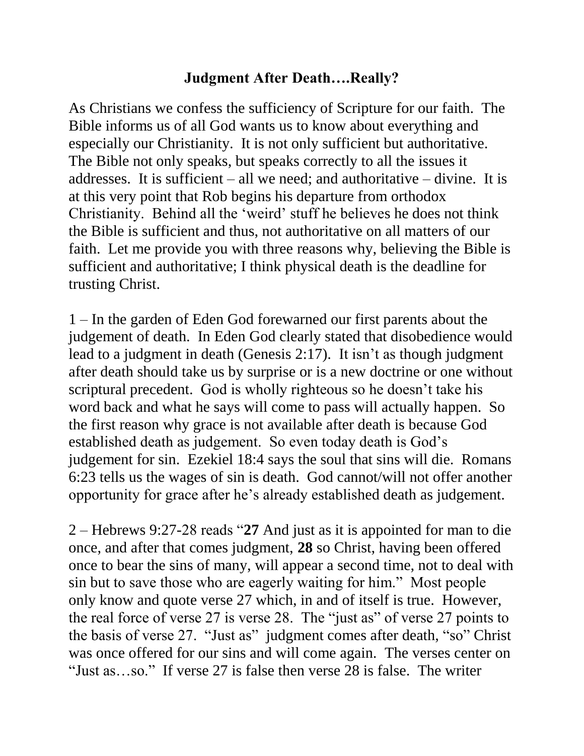# Judgment After Death….Really?

As Christians we confess the sufficiency of Scripture for our faith. The Bible informs us of all God wants us to know about everything and especially our Christianity. It is not only sufficient but authoritative. The Bible not only speaks, but speaks correctly to all the issues it addresses. It is sufficient – all we need; and authoritative – divine. It is at this very point that Rob begins his departure from orthodox Christianity. Behind all the 'weird' stuff he believes he does not think the Bible is sufficient and thus, not authoritative on all matters of our faith. Let me provide you with three reasons why, believing the Bible is sufficient and authoritative; I think physical death is the deadline for trusting Christ.

1 – In the garden of Eden God forewarned our first parents about the judgement of death. In Eden God clearly stated that disobedience would lead to a judgment in death (Genesis 2:17). It isn't as though judgment after death should take us by surprise or is a new doctrine or one without scriptural precedent. God is wholly righteous so he doesn't take his word back and what he says will come to pass will actually happen. So the first reason why grace is not available after death is because God established death as judgement. So even today death is God's judgement for sin. Ezekiel 18:4 says the soul that sins will die. Romans 6:23 tells us the wages of sin is death. God cannot/will not offer another opportunity for grace after he's already established death as judgement.

2 – Hebrews 9:27-28 reads "**27** And just as it is appointed for man to die once, and after that comes judgment, **28** so Christ, having been offered once to bear the sins of many, will appear a second time, not to deal with sin but to save those who are eagerly waiting for him." Most people only know and quote verse 27 which, in and of itself is true. However, the real force of verse 27 is verse 28. The "just as" of verse 27 points to the basis of verse 27. "Just as" judgment comes after death, "so" Christ was once offered for our sins and will come again. The verses center on "Just as…so." If verse 27 is false then verse 28 is false. The writer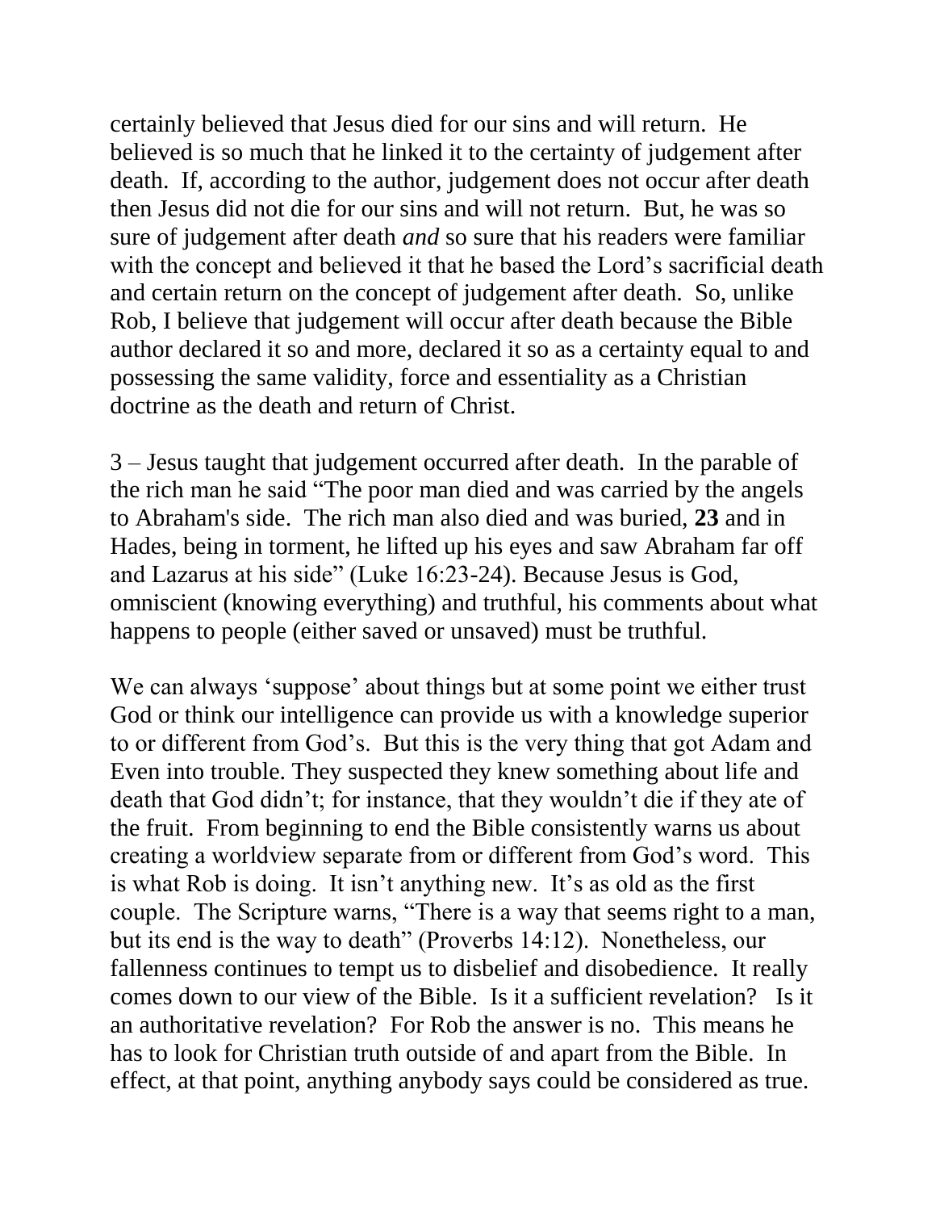certainly believed that Jesus died for our sins and will return. He believed is so much that he linked it to the certainty of judgement after death. If, according to the author, judgement does not occur after death then Jesus did not die for our sins and will not return. But, he was so sure of judgement after death *and* so sure that his readers were familiar with the concept and believed it that he based the Lord's sacrificial death and certain return on the concept of judgement after death. So, unlike Rob, I believe that judgement will occur after death because the Bible author declared it so and more, declared it so as a certainty equal to and possessing the same validity, force and essentiality as a Christian doctrine as the death and return of Christ.

3 – Jesus taught that judgement occurred after death. In the parable of the rich man he said "The poor man died and was carried by the angels to Abraham's side. The rich man also died and was buried, **23** and in Hades, being in torment, he lifted up his eyes and saw Abraham far off and Lazarus at his side" (Luke 16:23-24). Because Jesus is God, omniscient (knowing everything) and truthful, his comments about what happens to people (either saved or unsaved) must be truthful.

We can always 'suppose' about things but at some point we either trust God or think our intelligence can provide us with a knowledge superior to or different from God's. But this is the very thing that got Adam and Even into trouble. They suspected they knew something about life and death that God didn't; for instance, that they wouldn't die if they ate of the fruit. From beginning to end the Bible consistently warns us about creating a worldview separate from or different from God's word. This is what Rob is doing. It isn't anything new. It's as old as the first couple. The Scripture warns, "There is a way that seems right to a man, but its end is the way to death" (Proverbs 14:12). Nonetheless, our fallenness continues to tempt us to disbelief and disobedience. It really comes down to our view of the Bible. Is it a sufficient revelation? Is it an authoritative revelation? For Rob the answer is no. This means he has to look for Christian truth outside of and apart from the Bible. In effect, at that point, anything anybody says could be considered as true.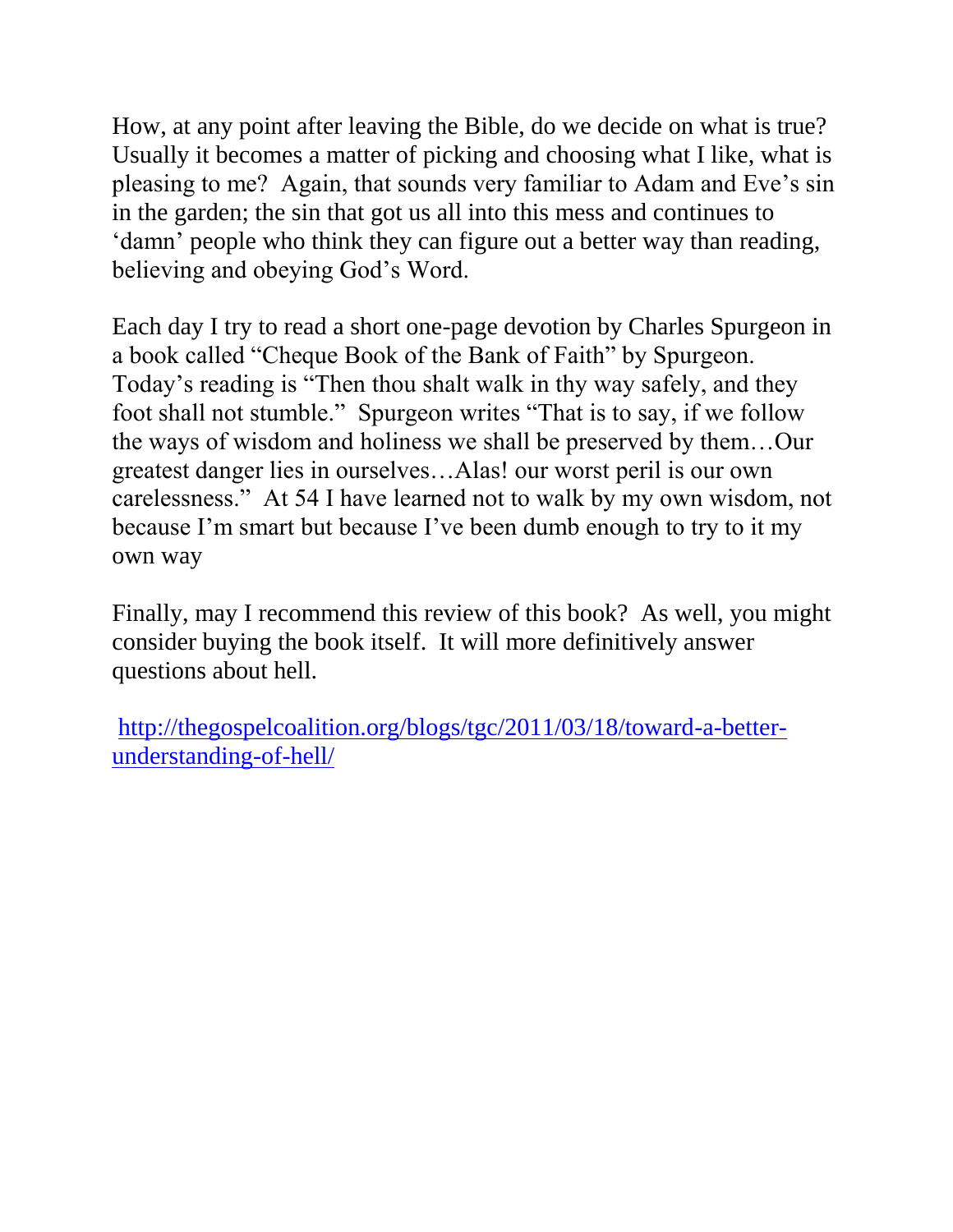How, at any point after leaving the Bible, do we decide on what is true? Usually it becomes a matter of picking and choosing what I like, what is pleasing to me? Again, that sounds very familiar to Adam and Eve's sin in the garden; the sin that got us all into this mess and continues to 'damn' people who think they can figure out a better way than reading, believing and obeying God's Word.

Each day I try to read a short one-page devotion by Charles Spurgeon in a book called "Cheque Book of the Bank of Faith" by Spurgeon. Today's reading is "Then thou shalt walk in thy way safely, and they foot shall not stumble." Spurgeon writes "That is to say, if we follow the ways of wisdom and holiness we shall be preserved by them…Our greatest danger lies in ourselves…Alas! our worst peril is our own carelessness." At 54 I have learned not to walk by my own wisdom, not because I'm smart but because I've been dumb enough to try to it my own way

Finally, may I recommend this review of this book? As well, you might consider buying the book itself. It will more definitively answer questions about hell.

[http://thegospelcoalition.org/blogs/tgc/2011/03/18/toward-a-better-understanding-of-hell/](http://thegospelcoalition.org/blogs/tgc/2011/03/18/toward-a-better-understanding-of-hell/)